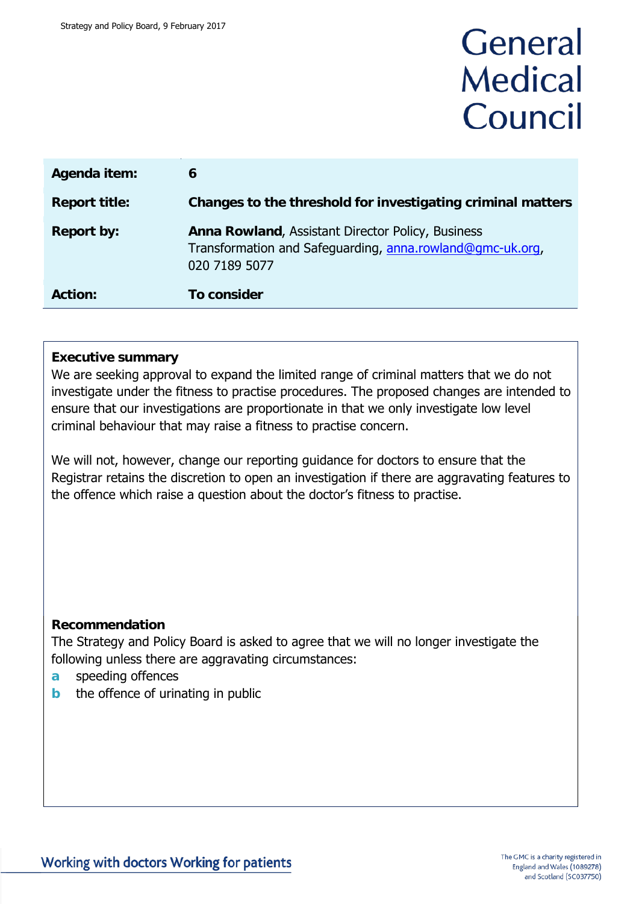General Medical Council

| Agenda item: | 6 |
| --- | --- |
| Report title: | **Changes to the threshold for investigating criminal matters** |
| Report by: | **Anna Rowland**, Assistant Director Policy, Business Transformation and Safeguarding, anna.rowland@gmc-uk.org, 020 7189 5077 |
| Action: | **To consider** |

**Executive summary**

We are seeking approval to expand the limited range of criminal matters that we do not investigate under the fitness to practise procedures. The proposed changes are intended to ensure that our investigations are proportionate in that we only investigate low level criminal behaviour that may raise a fitness to practise concern.

We will not, however, change our reporting guidance for doctors to ensure that the Registrar retains the discretion to open an investigation if there are aggravating features to the offence which raise a question about the doctor's fitness to practise.

**Recommendation**

The Strategy and Policy Board is asked to agree that we will no longer investigate the following unless there are aggravating circumstances:

- **a** speeding offences
- **b** the offence of urinating in public

Working with doctors Working for patients

The GMC is a charity registered in England and Wales (1089278) and Scotland (SC037750)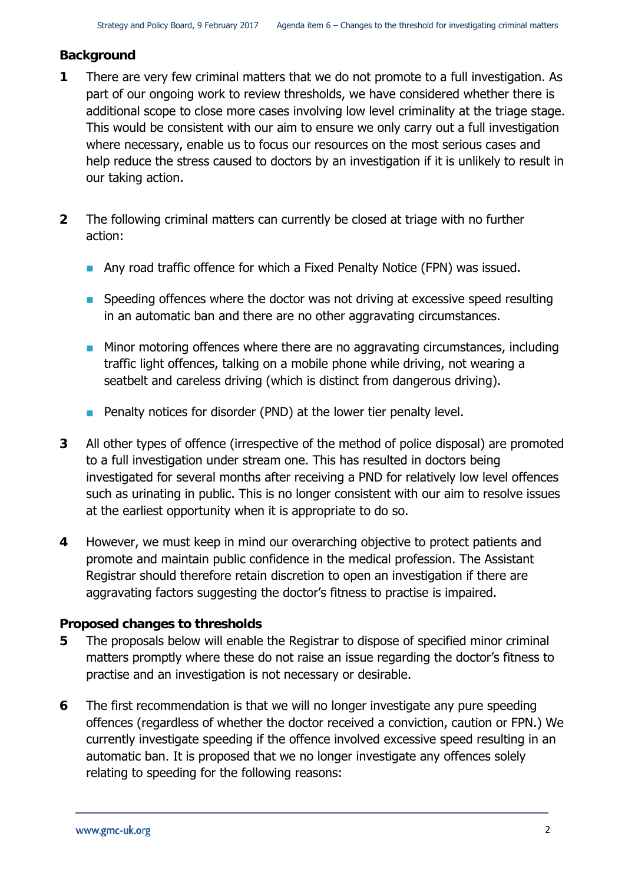## Background

**1** There are very few criminal matters that we do not promote to a full investigation. As part of our ongoing work to review thresholds, we have considered whether there is additional scope to close more cases involving low level criminality at the triage stage. This would be consistent with our aim to ensure we only carry out a full investigation where necessary, enable us to focus our resources on the most serious cases and help reduce the stress caused to doctors by an investigation if it is unlikely to result in our taking action.

**2** The following criminal matters can currently be closed at triage with no further action:

- Any road traffic offence for which a Fixed Penalty Notice (FPN) was issued.
- Speeding offences where the doctor was not driving at excessive speed resulting in an automatic ban and there are no other aggravating circumstances.
- Minor motoring offences where there are no aggravating circumstances, including traffic light offences, talking on a mobile phone while driving, not wearing a seatbelt and careless driving (which is distinct from dangerous driving).
- Penalty notices for disorder (PND) at the lower tier penalty level.

**3** All other types of offence (irrespective of the method of police disposal) are promoted to a full investigation under stream one. This has resulted in doctors being investigated for several months after receiving a PND for relatively low level offences such as urinating in public. This is no longer consistent with our aim to resolve issues at the earliest opportunity when it is appropriate to do so.

**4** However, we must keep in mind our overarching objective to protect patients and promote and maintain public confidence in the medical profession. The Assistant Registrar should therefore retain discretion to open an investigation if there are aggravating factors suggesting the doctor's fitness to practise is impaired.

## Proposed changes to thresholds

**5** The proposals below will enable the Registrar to dispose of specified minor criminal matters promptly where these do not raise an issue regarding the doctor's fitness to practise and an investigation is not necessary or desirable.

**6** The first recommendation is that we will no longer investigate any pure speeding offences (regardless of whether the doctor received a conviction, caution or FPN.) We currently investigate speeding if the offence involved excessive speed resulting in an automatic ban. It is proposed that we no longer investigate any offences solely relating to speeding for the following reasons: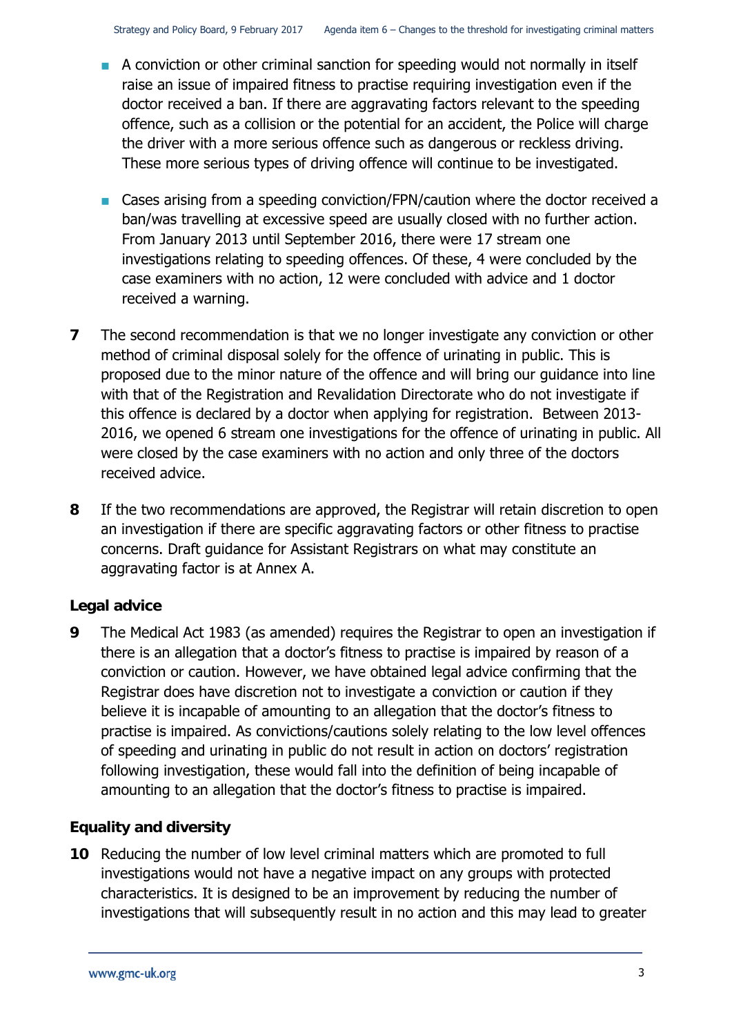- A conviction or other criminal sanction for speeding would not normally in itself raise an issue of impaired fitness to practise requiring investigation even if the doctor received a ban. If there are aggravating factors relevant to the speeding offence, such as a collision or the potential for an accident, the Police will charge the driver with a more serious offence such as dangerous or reckless driving. These more serious types of driving offence will continue to be investigated.

- Cases arising from a speeding conviction/FPN/caution where the doctor received a ban/was travelling at excessive speed are usually closed with no further action. From January 2013 until September 2016, there were 17 stream one investigations relating to speeding offences. Of these, 4 were concluded by the case examiners with no action, 12 were concluded with advice and 1 doctor received a warning.

**7** The second recommendation is that we no longer investigate any conviction or other method of criminal disposal solely for the offence of urinating in public. This is proposed due to the minor nature of the offence and will bring our guidance into line with that of the Registration and Revalidation Directorate who do not investigate if this offence is declared by a doctor when applying for registration. Between 2013-2016, we opened 6 stream one investigations for the offence of urinating in public. All were closed by the case examiners with no action and only three of the doctors received advice.

**8** If the two recommendations are approved, the Registrar will retain discretion to open an investigation if there are specific aggravating factors or other fitness to practise concerns. Draft guidance for Assistant Registrars on what may constitute an aggravating factor is at Annex A.

## Legal advice

**9** The Medical Act 1983 (as amended) requires the Registrar to open an investigation if there is an allegation that a doctor's fitness to practise is impaired by reason of a conviction or caution. However, we have obtained legal advice confirming that the Registrar does have discretion not to investigate a conviction or caution if they believe it is incapable of amounting to an allegation that the doctor's fitness to practise is impaired. As convictions/cautions solely relating to the low level offences of speeding and urinating in public do not result in action on doctors' registration following investigation, these would fall into the definition of being incapable of amounting to an allegation that the doctor's fitness to practise is impaired.

## Equality and diversity

**10** Reducing the number of low level criminal matters which are promoted to full investigations would not have a negative impact on any groups with protected characteristics. It is designed to be an improvement by reducing the number of investigations that will subsequently result in no action and this may lead to greater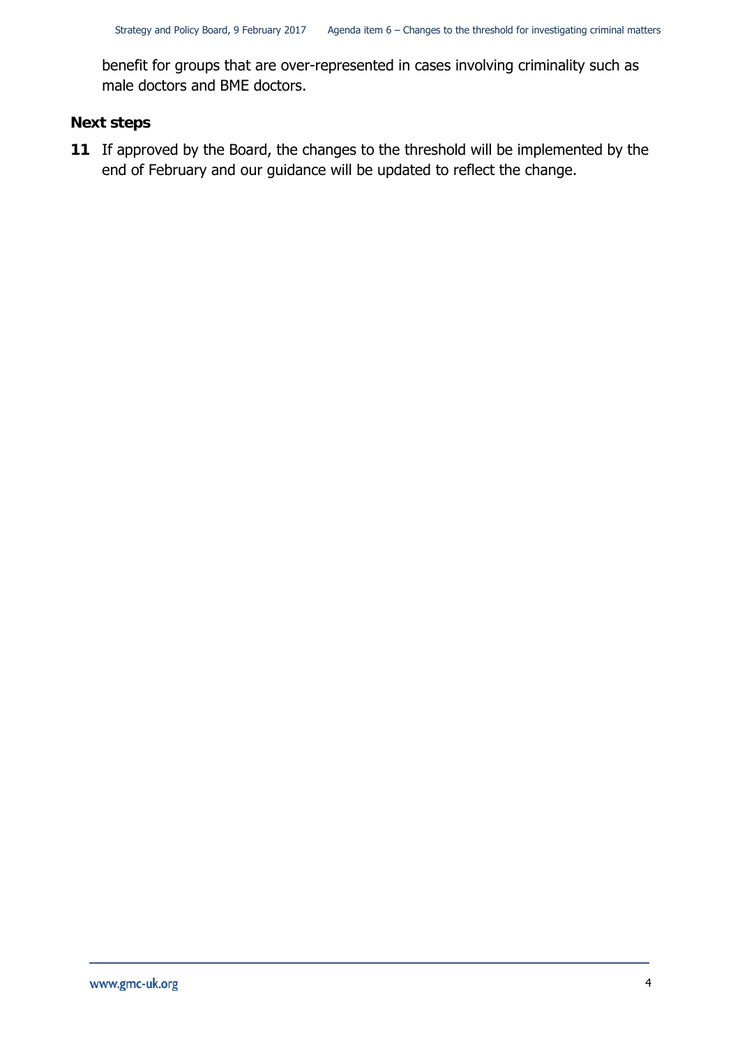benefit for groups that are over-represented in cases involving criminality such as male doctors and BME doctors.

**Next steps**

**11** If approved by the Board, the changes to the threshold will be implemented by the end of February and our guidance will be updated to reflect the change.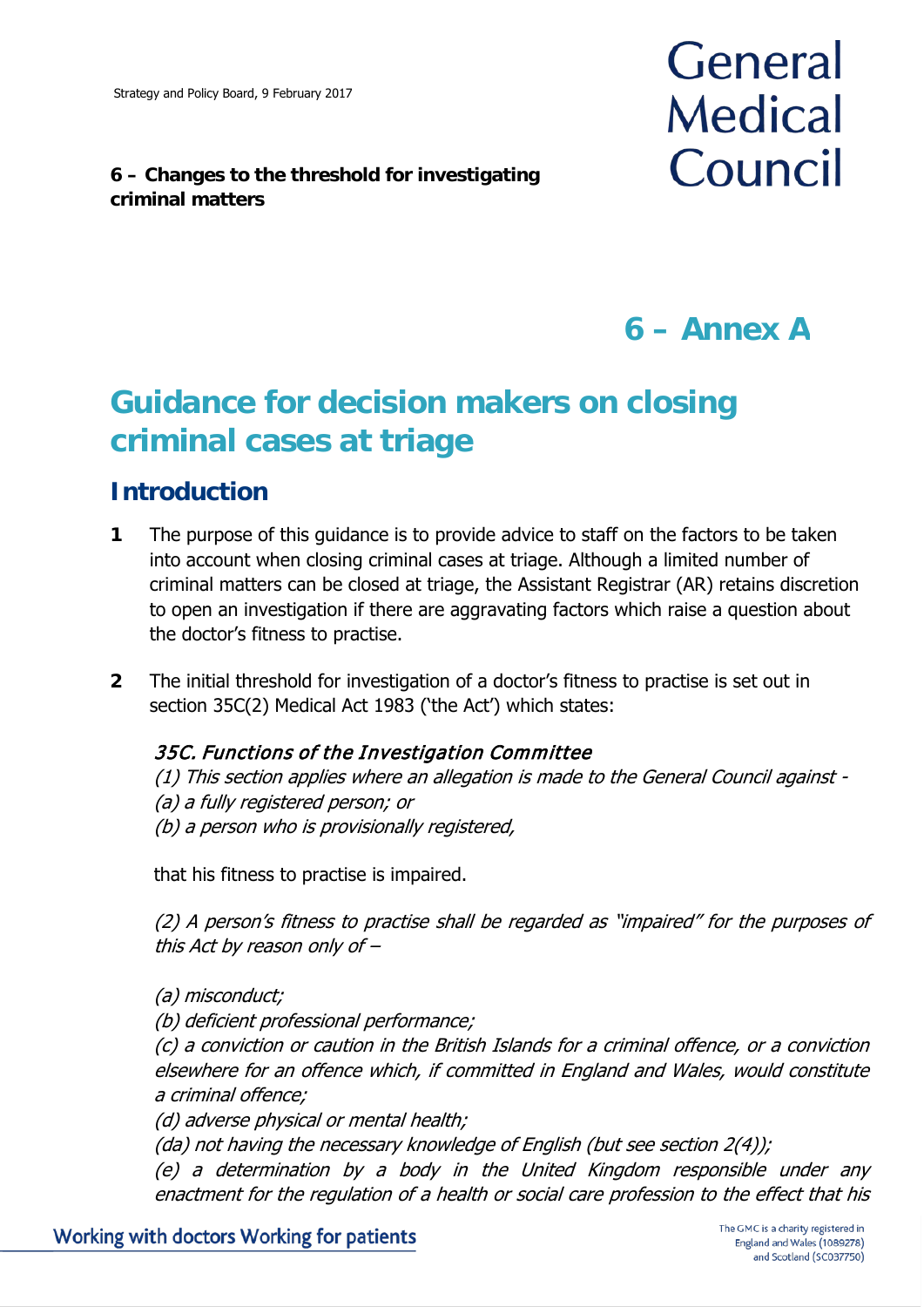**6 – Changes to the threshold for investigating criminal matters**

# 6 – Annex A

# Guidance for decision makers on closing criminal cases at triage

## Introduction

**1** The purpose of this guidance is to provide advice to staff on the factors to be taken into account when closing criminal cases at triage. Although a limited number of criminal matters can be closed at triage, the Assistant Registrar (AR) retains discretion to open an investigation if there are aggravating factors which raise a question about the doctor's fitness to practise.

**2** The initial threshold for investigation of a doctor's fitness to practise is set out in section 35C(2) Medical Act 1983 ('the Act') which states:

> *35C. Functions of the Investigation Committee*
> *(1) This section applies where an allegation is made to the General Council against -*
> *(a) a fully registered person; or*
> *(b) a person who is provisionally registered,*
>
> that his fitness to practise is impaired.
>
> *(2) A person's fitness to practise shall be regarded as "impaired" for the purposes of this Act by reason only of –*
>
> *(a) misconduct;*
> *(b) deficient professional performance;*
> *(c) a conviction or caution in the British Islands for a criminal offence, or a conviction elsewhere for an offence which, if committed in England and Wales, would constitute a criminal offence;*
> *(d) adverse physical or mental health;*
> *(da) not having the necessary knowledge of English (but see section 2(4));*
> *(e) a determination by a body in the United Kingdom responsible under any enactment for the regulation of a health or social care profession to the effect that his*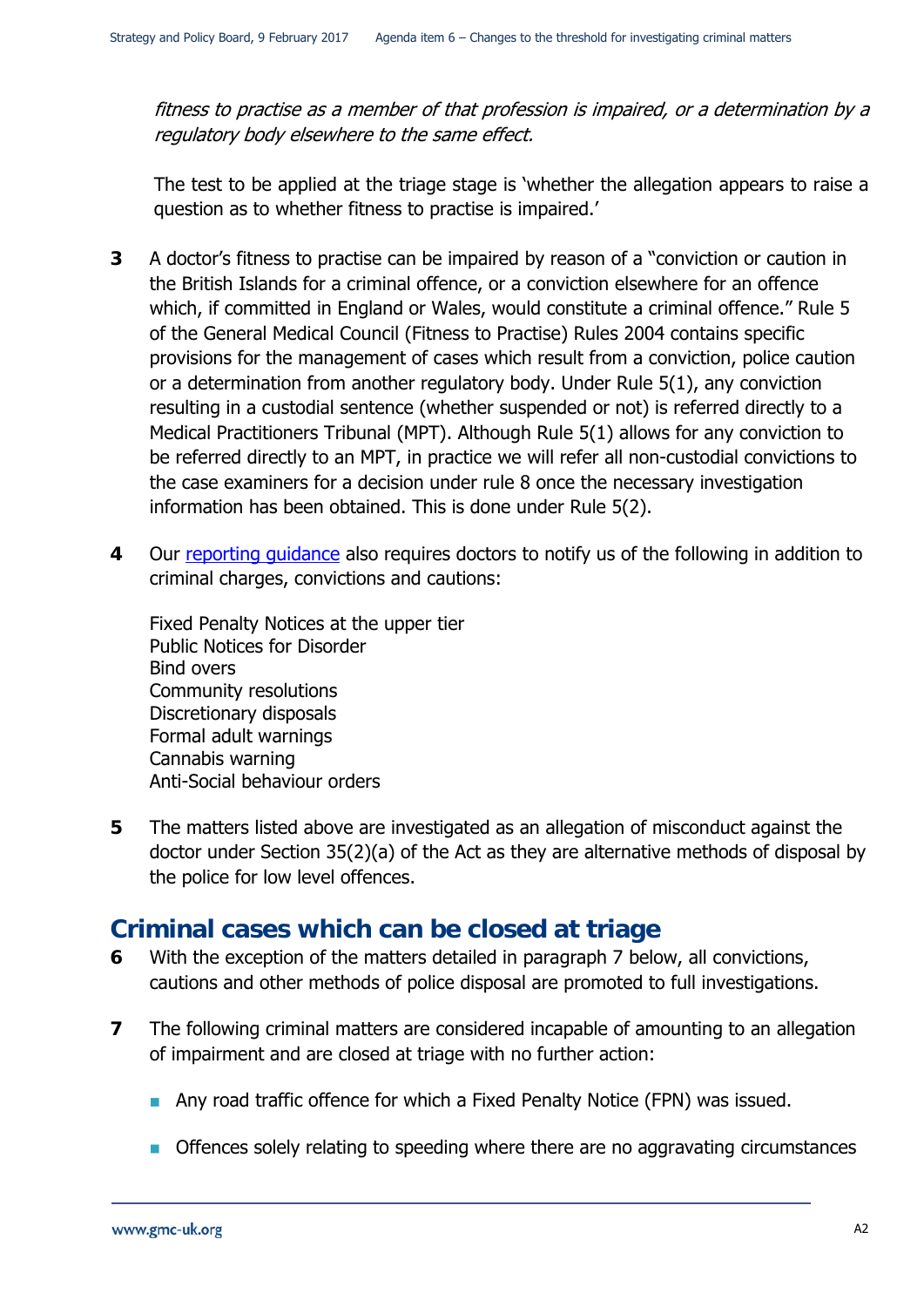*fitness to practise as a member of that profession is impaired, or a determination by a regulatory body elsewhere to the same effect.*

The test to be applied at the triage stage is 'whether the allegation appears to raise a question as to whether fitness to practise is impaired.'

**3** A doctor's fitness to practise can be impaired by reason of a "conviction or caution in the British Islands for a criminal offence, or a conviction elsewhere for an offence which, if committed in England or Wales, would constitute a criminal offence." Rule 5 of the General Medical Council (Fitness to Practise) Rules 2004 contains specific provisions for the management of cases which result from a conviction, police caution or a determination from another regulatory body. Under Rule 5(1), any conviction resulting in a custodial sentence (whether suspended or not) is referred directly to a Medical Practitioners Tribunal (MPT). Although Rule 5(1) allows for any conviction to be referred directly to an MPT, in practice we will refer all non-custodial convictions to the case examiners for a decision under rule 8 once the necessary investigation information has been obtained. This is done under Rule 5(2).

**4** Our [reporting guidance] also requires doctors to notify us of the following in addition to criminal charges, convictions and cautions:

Fixed Penalty Notices at the upper tier
Public Notices for Disorder
Bind overs
Community resolutions
Discretionary disposals
Formal adult warnings
Cannabis warning
Anti-Social behaviour orders

**5** The matters listed above are investigated as an allegation of misconduct against the doctor under Section 35(2)(a) of the Act as they are alternative methods of disposal by the police for low level offences.

## Criminal cases which can be closed at triage

**6** With the exception of the matters detailed in paragraph 7 below, all convictions, cautions and other methods of police disposal are promoted to full investigations.

**7** The following criminal matters are considered incapable of amounting to an allegation of impairment and are closed at triage with no further action:

- Any road traffic offence for which a Fixed Penalty Notice (FPN) was issued.
- Offences solely relating to speeding where there are no aggravating circumstances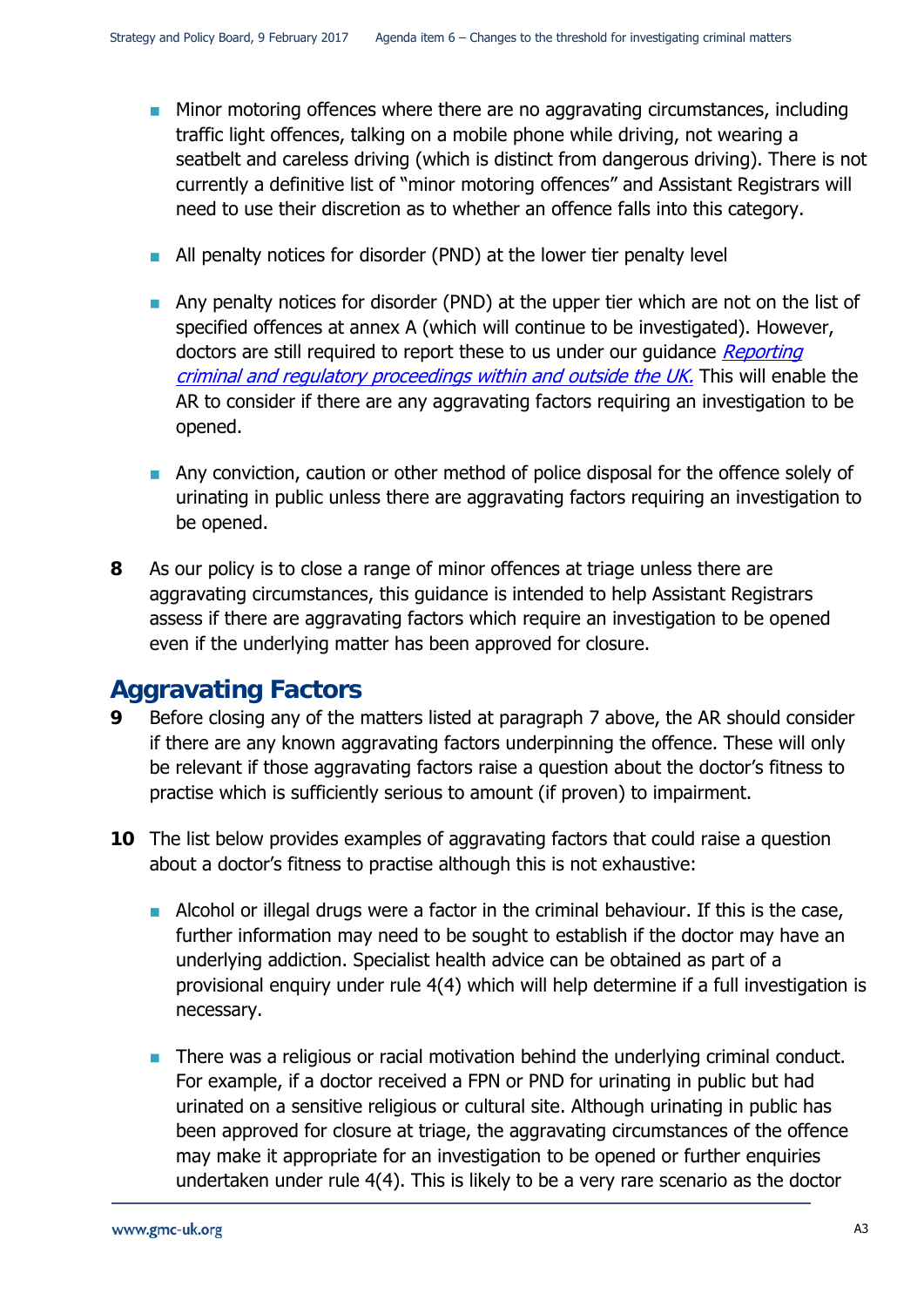- Minor motoring offences where there are no aggravating circumstances, including traffic light offences, talking on a mobile phone while driving, not wearing a seatbelt and careless driving (which is distinct from dangerous driving). There is not currently a definitive list of "minor motoring offences" and Assistant Registrars will need to use their discretion as to whether an offence falls into this category.

- All penalty notices for disorder (PND) at the lower tier penalty level

- Any penalty notices for disorder (PND) at the upper tier which are not on the list of specified offences at annex A (which will continue to be investigated). However, doctors are still required to report these to us under our guidance *Reporting criminal and regulatory proceedings within and outside the UK.* This will enable the AR to consider if there are any aggravating factors requiring an investigation to be opened.

- Any conviction, caution or other method of police disposal for the offence solely of urinating in public unless there are aggravating factors requiring an investigation to be opened.

**8** As our policy is to close a range of minor offences at triage unless there are aggravating circumstances, this guidance is intended to help Assistant Registrars assess if there are aggravating factors which require an investigation to be opened even if the underlying matter has been approved for closure.

## Aggravating Factors

**9** Before closing any of the matters listed at paragraph 7 above, the AR should consider if there are any known aggravating factors underpinning the offence. These will only be relevant if those aggravating factors raise a question about the doctor's fitness to practise which is sufficiently serious to amount (if proven) to impairment.

**10** The list below provides examples of aggravating factors that could raise a question about a doctor's fitness to practise although this is not exhaustive:

- Alcohol or illegal drugs were a factor in the criminal behaviour. If this is the case, further information may need to be sought to establish if the doctor may have an underlying addiction. Specialist health advice can be obtained as part of a provisional enquiry under rule 4(4) which will help determine if a full investigation is necessary.

- There was a religious or racial motivation behind the underlying criminal conduct. For example, if a doctor received a FPN or PND for urinating in public but had urinated on a sensitive religious or cultural site. Although urinating in public has been approved for closure at triage, the aggravating circumstances of the offence may make it appropriate for an investigation to be opened or further enquiries undertaken under rule 4(4). This is likely to be a very rare scenario as the doctor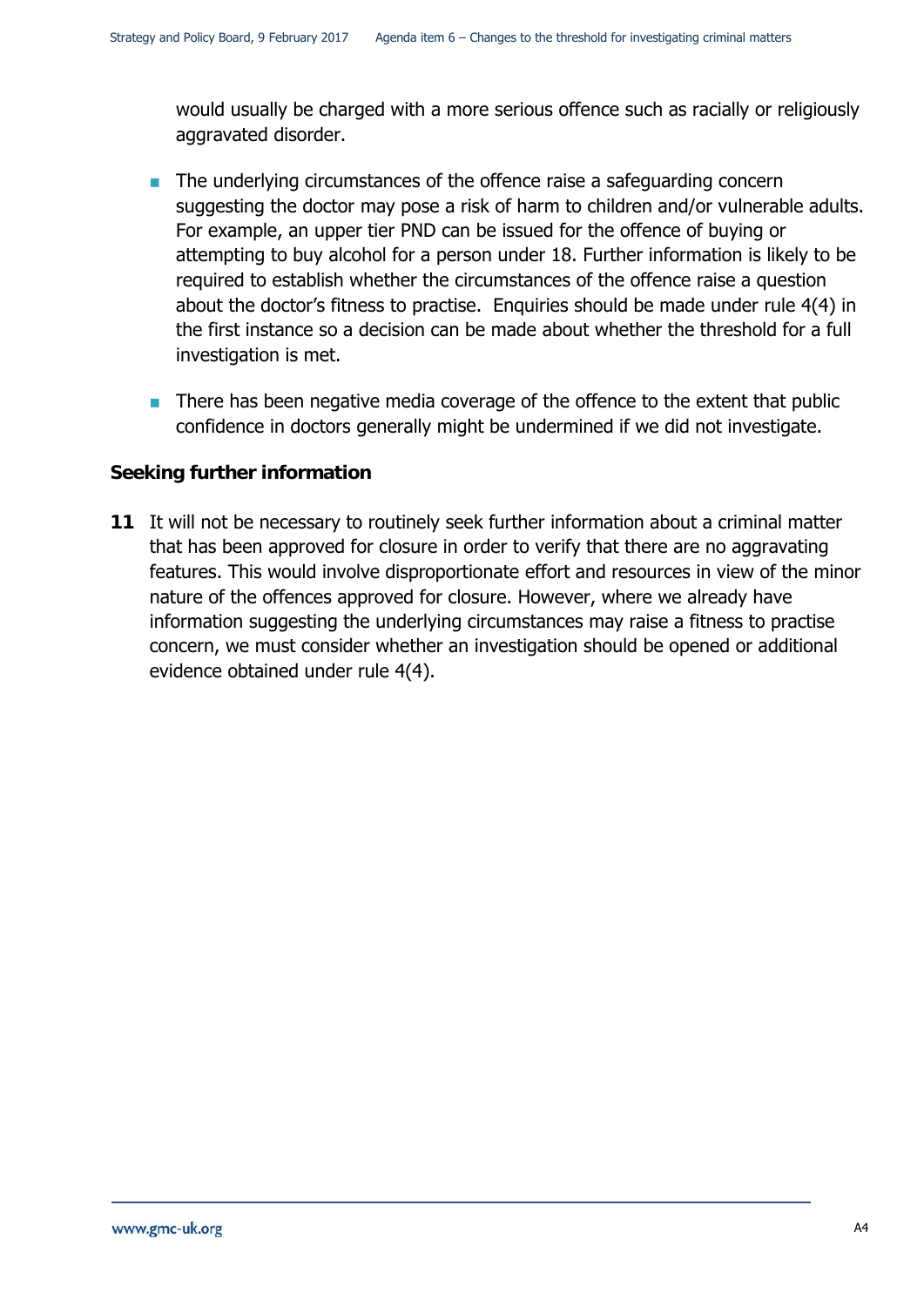would usually be charged with a more serious offence such as racially or religiously aggravated disorder.

- The underlying circumstances of the offence raise a safeguarding concern suggesting the doctor may pose a risk of harm to children and/or vulnerable adults. For example, an upper tier PND can be issued for the offence of buying or attempting to buy alcohol for a person under 18. Further information is likely to be required to establish whether the circumstances of the offence raise a question about the doctor's fitness to practise. Enquiries should be made under rule 4(4) in the first instance so a decision can be made about whether the threshold for a full investigation is met.

- There has been negative media coverage of the offence to the extent that public confidence in doctors generally might be undermined if we did not investigate.

**Seeking further information**

**11** It will not be necessary to routinely seek further information about a criminal matter that has been approved for closure in order to verify that there are no aggravating features. This would involve disproportionate effort and resources in view of the minor nature of the offences approved for closure. However, where we already have information suggesting the underlying circumstances may raise a fitness to practise concern, we must consider whether an investigation should be opened or additional evidence obtained under rule 4(4).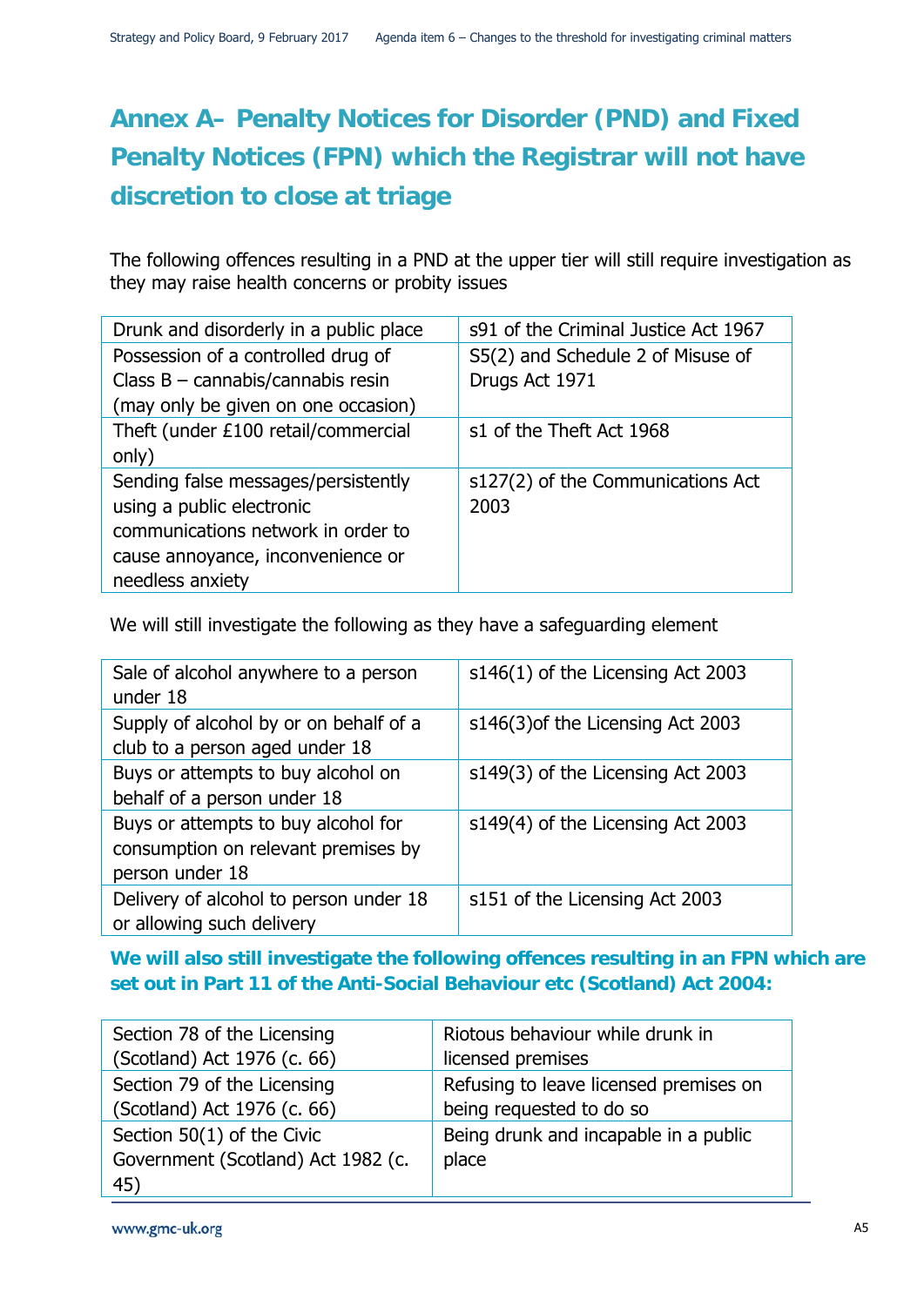# Annex A– Penalty Notices for Disorder (PND) and Fixed Penalty Notices (FPN) which the Registrar will not have discretion to close at triage

The following offences resulting in a PND at the upper tier will still require investigation as they may raise health concerns or probity issues

| | |
|---|---|
| Drunk and disorderly in a public place | s91 of the Criminal Justice Act 1967 |
| Possession of a controlled drug of Class B – cannabis/cannabis resin (may only be given on one occasion) | S5(2) and Schedule 2 of Misuse of Drugs Act 1971 |
| Theft (under £100 retail/commercial only) | s1 of the Theft Act 1968 |
| Sending false messages/persistently using a public electronic communications network in order to cause annoyance, inconvenience or needless anxiety | s127(2) of the Communications Act 2003 |

We will still investigate the following as they have a safeguarding element

| | |
|---|---|
| Sale of alcohol anywhere to a person under 18 | s146(1) of the Licensing Act 2003 |
| Supply of alcohol by or on behalf of a club to a person aged under 18 | s146(3)of the Licensing Act 2003 |
| Buys or attempts to buy alcohol on behalf of a person under 18 | s149(3) of the Licensing Act 2003 |
| Buys or attempts to buy alcohol for consumption on relevant premises by person under 18 | s149(4) of the Licensing Act 2003 |
| Delivery of alcohol to person under 18 or allowing such delivery | s151 of the Licensing Act 2003 |

**We will also still investigate the following offences resulting in an FPN which are set out in Part 11 of the Anti-Social Behaviour etc (Scotland) Act 2004:**

| | |
|---|---|
| Section 78 of the Licensing (Scotland) Act 1976 (c. 66) | Riotous behaviour while drunk in licensed premises |
| Section 79 of the Licensing (Scotland) Act 1976 (c. 66) | Refusing to leave licensed premises on being requested to do so |
| Section 50(1) of the Civic Government (Scotland) Act 1982 (c. 45) | Being drunk and incapable in a public place |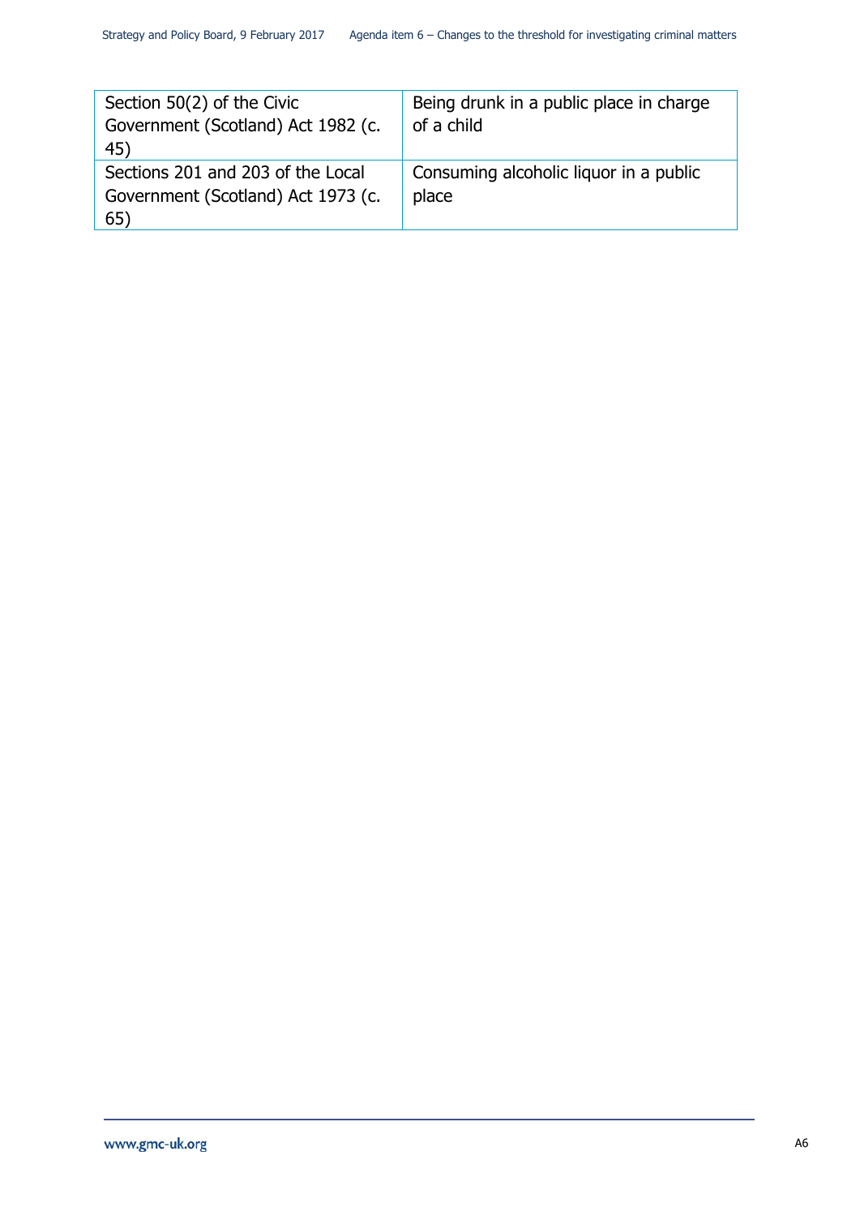| | |
|---|---|
| Section 50(2) of the Civic Government (Scotland) Act 1982 (c. 45) | Being drunk in a public place in charge of a child |
| Sections 201 and 203 of the Local Government (Scotland) Act 1973 (c. 65) | Consuming alcoholic liquor in a public place |